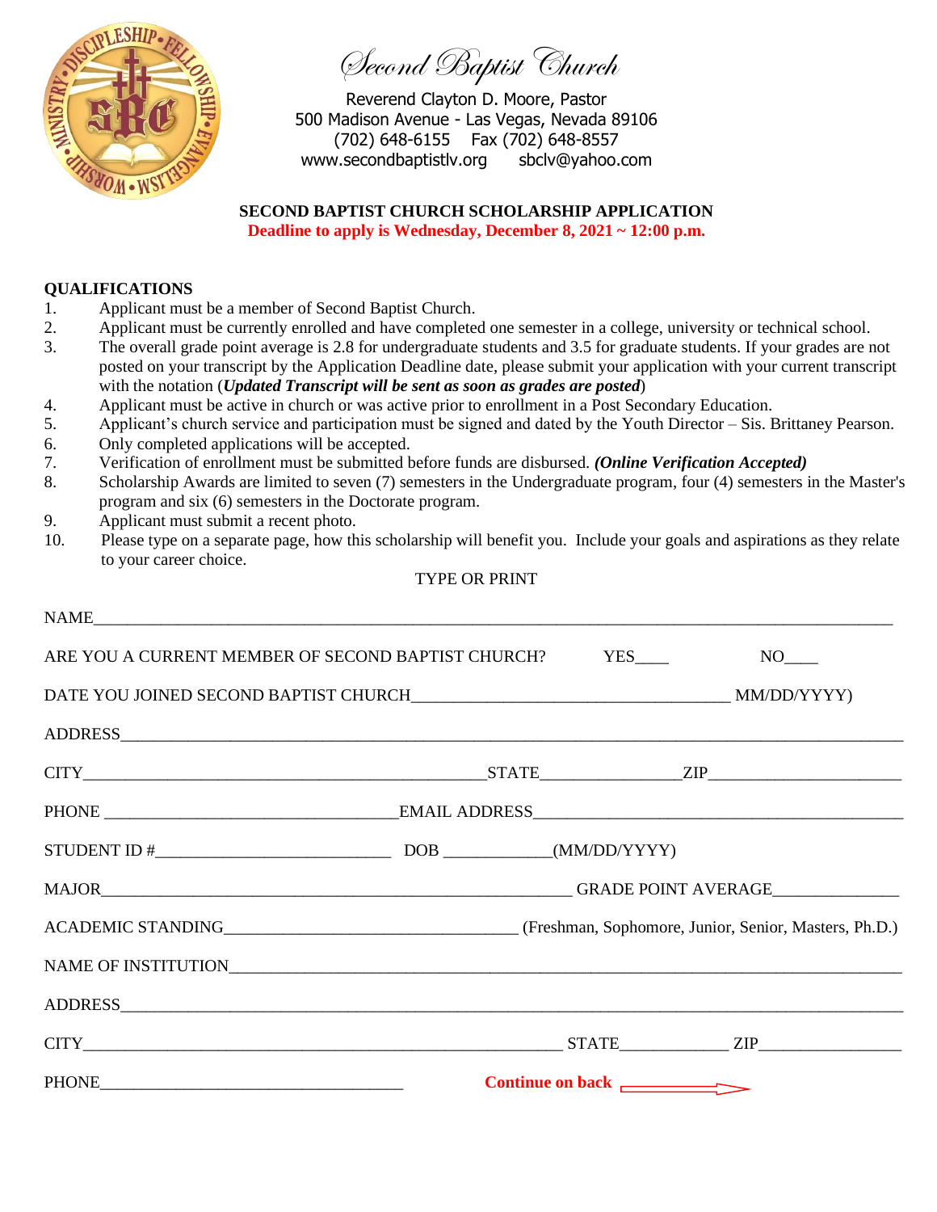# Second Baptist Church

Reverend Clayton D. Moore, Pastor
500 Madison Avenue - Las Vegas, Nevada 89106
(702) 648-6155 Fax (702) 648-8557
www.secondbaptistlv.org sbclv@yahoo.com

## SECOND BAPTIST CHURCH SCHOLARSHIP APPLICATION

**Deadline to apply is Wednesday, December 8, 2021 ~ 12:00 p.m.**

### QUALIFICATIONS

1. Applicant must be a member of Second Baptist Church.
2. Applicant must be currently enrolled and have completed one semester in a college, university or technical school.
3. The overall grade point average is 2.8 for undergraduate students and 3.5 for graduate students. If your grades are not posted on your transcript by the Application Deadline date, please submit your application with your current transcript with the notation (***Updated Transcript will be sent as soon as grades are posted***)
4. Applicant must be active in church or was active prior to enrollment in a Post Secondary Education.
5. Applicant's church service and participation must be signed and dated by the Youth Director – Sis. Brittaney Pearson.
6. Only completed applications will be accepted.
7. Verification of enrollment must be submitted before funds are disbursed. ***(Online Verification Accepted)***
8. Scholarship Awards are limited to seven (7) semesters in the Undergraduate program, four (4) semesters in the Master's program and six (6) semesters in the Doctorate program.
9. Applicant must submit a recent photo.
10. Please type on a separate page, how this scholarship will benefit you. Include your goals and aspirations as they relate to your career choice.

TYPE OR PRINT

NAME______________________________________________________________________________

ARE YOU A CURRENT MEMBER OF SECOND BAPTIST CHURCH? YES____ NO____

DATE YOU JOINED SECOND BAPTIST CHURCH________________________________ MM/DD/YYYY)

ADDRESS___________________________________________________________________________

CITY________________________________________STATE______________ZIP____________________

PHONE ______________________________EMAIL ADDRESS____________________________________

STUDENT ID #________________________ DOB ___________(MM/DD/YYYY)

MAJOR_________________________________________________ GRADE POINT AVERAGE_____________

ACADEMIC STANDING______________________________ (Freshman, Sophomore, Junior, Senior, Masters, Ph.D.)

NAME OF INSTITUTION_______________________________________________________________________

ADDRESS___________________________________________________________________________

CITY_________________________________________________ STATE___________ ZIP_______________

PHONE________________________________

**Continue on back** →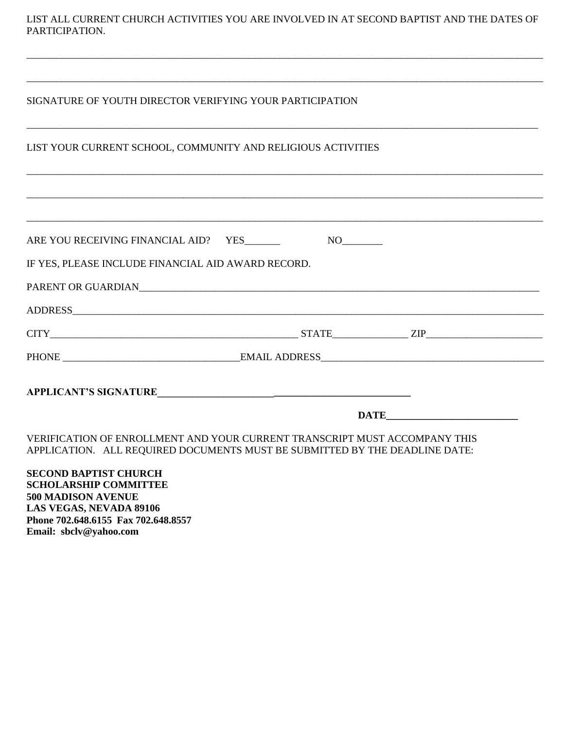LIST ALL CURRENT CHURCH ACTIVITIES YOU ARE INVOLVED IN AT SECOND BAPTIST AND THE DATES OF PARTICIPATION.

_______________________________________________________________________________________________

_______________________________________________________________________________________________

SIGNATURE OF YOUTH DIRECTOR VERIFYING YOUR PARTICIPATION

_______________________________________________________________________________________________

LIST YOUR CURRENT SCHOOL, COMMUNITY AND RELIGIOUS ACTIVITIES

_______________________________________________________________________________________________

_______________________________________________________________________________________________

_______________________________________________________________________________________________

ARE YOU RECEIVING FINANCIAL AID? YES_______ NO________

IF YES, PLEASE INCLUDE FINANCIAL AID AWARD RECORD.

PARENT OR GUARDIAN_____________________________________________________________________________

ADDRESS______________________________________________________________________________________

CITY___________________________________________________ STATE______________ ZIP______________________

PHONE __________________________________ EMAIL ADDRESS__________________________________________

**APPLICANT'S SIGNATURE_______________________________________________________**

**DATE__________________________**

VERIFICATION OF ENROLLMENT AND YOUR CURRENT TRANSCRIPT MUST ACCOMPANY THIS APPLICATION. ALL REQUIRED DOCUMENTS MUST BE SUBMITTED BY THE DEADLINE DATE:

**SECOND BAPTIST CHURCH**
**SCHOLARSHIP COMMITTEE**
**500 MADISON AVENUE**
**LAS VEGAS, NEVADA 89106**
**Phone 702.648.6155 Fax 702.648.8557**
**Email: sbclv@yahoo.com**